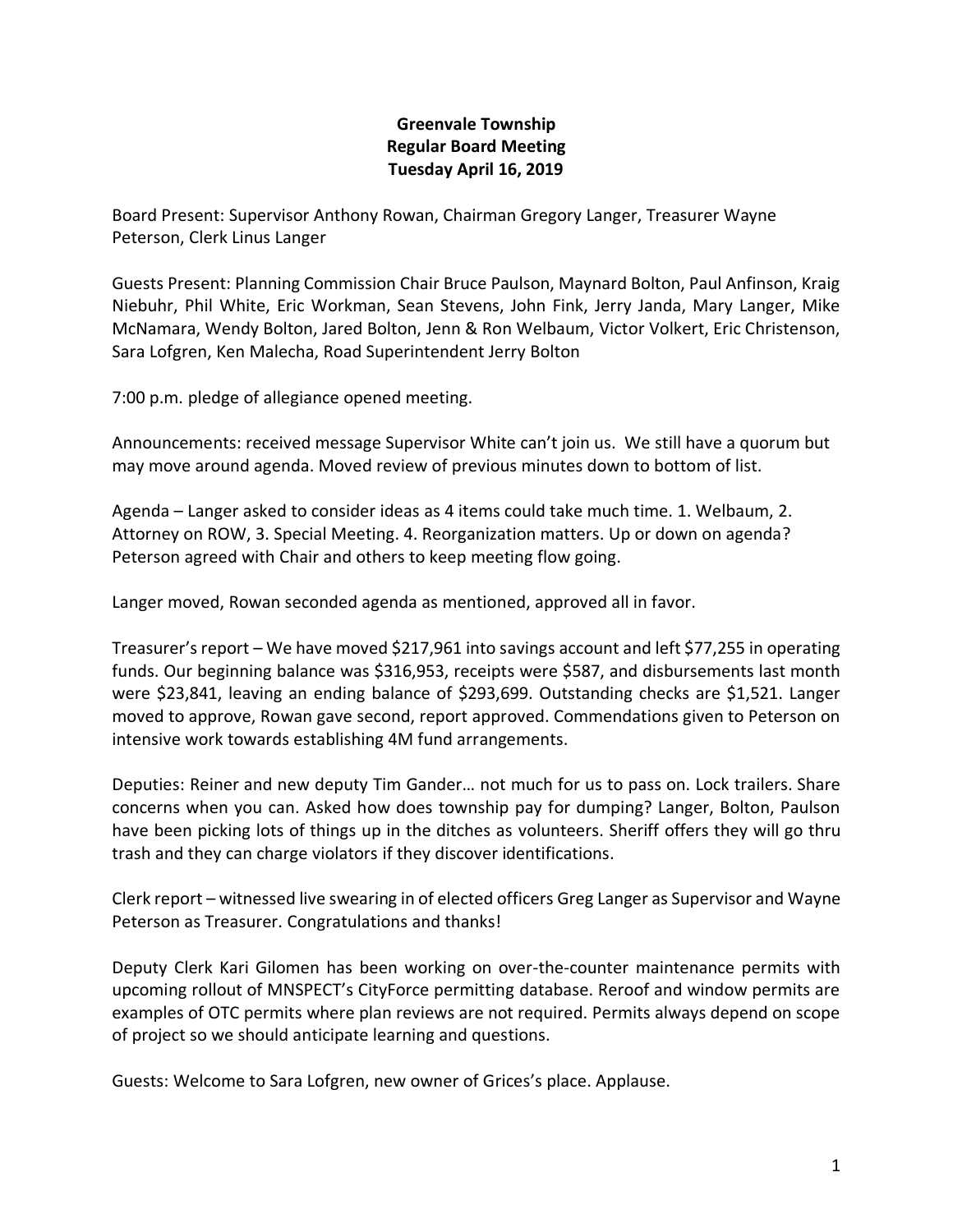# Greenvale Township
## Regular Board Meeting
## Tuesday April 16, 2019

Board Present: Supervisor Anthony Rowan, Chairman Gregory Langer, Treasurer Wayne Peterson, Clerk Linus Langer

Guests Present: Planning Commission Chair Bruce Paulson, Maynard Bolton, Paul Anfinson, Kraig Niebuhr, Phil White, Eric Workman, Sean Stevens, John Fink, Jerry Janda, Mary Langer, Mike McNamara, Wendy Bolton, Jared Bolton, Jenn & Ron Welbaum, Victor Volkert, Eric Christenson, Sara Lofgren, Ken Malecha, Road Superintendent Jerry Bolton

7:00 p.m. pledge of allegiance opened meeting.

Announcements: received message Supervisor White can't join us. We still have a quorum but may move around agenda. Moved review of previous minutes down to bottom of list.

Agenda – Langer asked to consider ideas as 4 items could take much time. 1. Welbaum, 2. Attorney on ROW, 3. Special Meeting. 4. Reorganization matters. Up or down on agenda? Peterson agreed with Chair and others to keep meeting flow going.

Langer moved, Rowan seconded agenda as mentioned, approved all in favor.

Treasurer's report – We have moved $217,961 into savings account and left $77,255 in operating funds. Our beginning balance was $316,953, receipts were $587, and disbursements last month were $23,841, leaving an ending balance of $293,699. Outstanding checks are $1,521. Langer moved to approve, Rowan gave second, report approved. Commendations given to Peterson on intensive work towards establishing 4M fund arrangements.

Deputies: Reiner and new deputy Tim Gander… not much for us to pass on. Lock trailers. Share concerns when you can. Asked how does township pay for dumping? Langer, Bolton, Paulson have been picking lots of things up in the ditches as volunteers. Sheriff offers they will go thru trash and they can charge violators if they discover identifications.

Clerk report – witnessed live swearing in of elected officers Greg Langer as Supervisor and Wayne Peterson as Treasurer. Congratulations and thanks!

Deputy Clerk Kari Gilomen has been working on over-the-counter maintenance permits with upcoming rollout of MNSPECT's CityForce permitting database. Reroof and window permits are examples of OTC permits where plan reviews are not required. Permits always depend on scope of project so we should anticipate learning and questions.

Guests: Welcome to Sara Lofgren, new owner of Grices's place. Applause.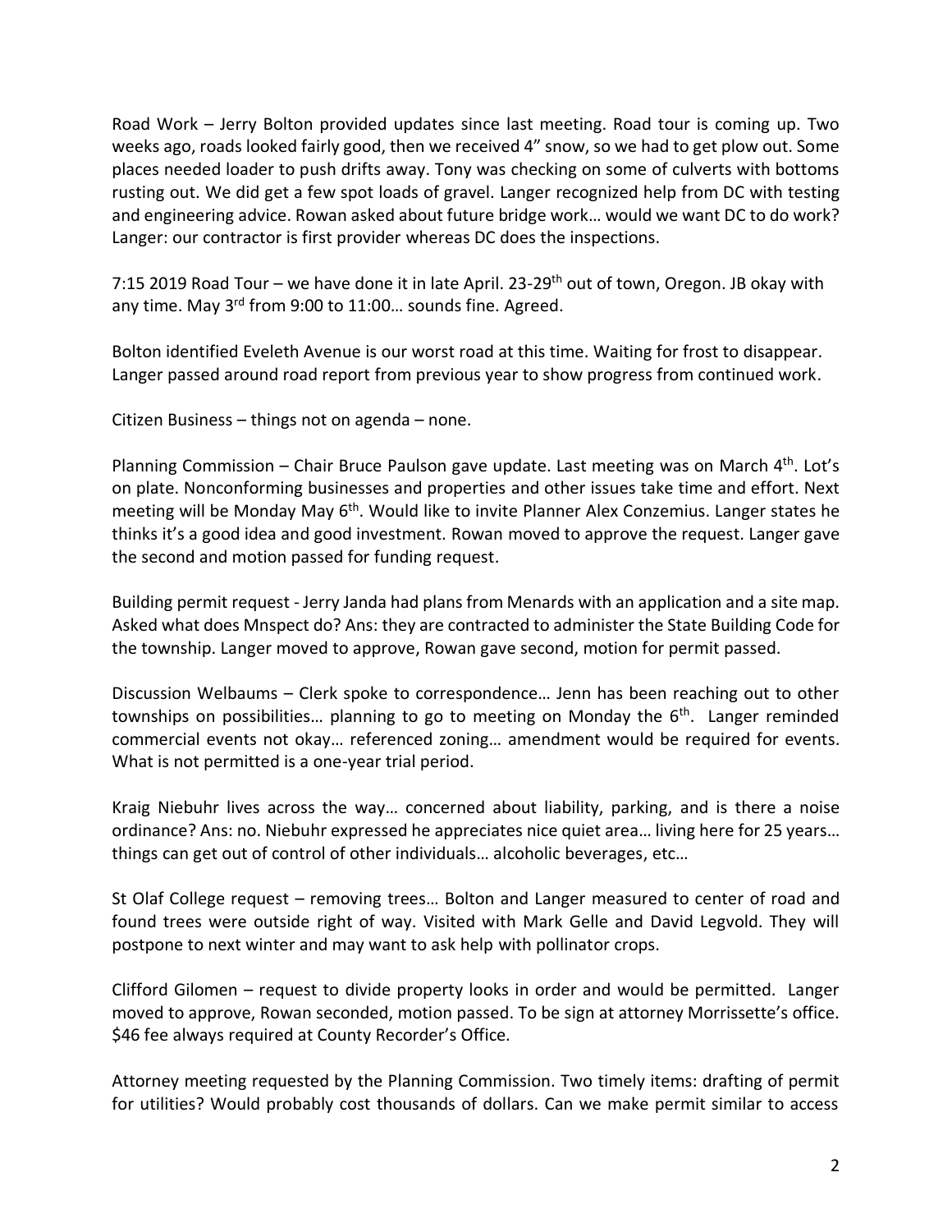Road Work – Jerry Bolton provided updates since last meeting. Road tour is coming up. Two weeks ago, roads looked fairly good, then we received 4" snow, so we had to get plow out. Some places needed loader to push drifts away. Tony was checking on some of culverts with bottoms rusting out. We did get a few spot loads of gravel. Langer recognized help from DC with testing and engineering advice. Rowan asked about future bridge work… would we want DC to do work? Langer: our contractor is first provider whereas DC does the inspections.

7:15 2019 Road Tour – we have done it in late April. 23-29th out of town, Oregon. JB okay with any time. May 3rd from 9:00 to 11:00… sounds fine. Agreed.

Bolton identified Eveleth Avenue is our worst road at this time. Waiting for frost to disappear. Langer passed around road report from previous year to show progress from continued work.

Citizen Business – things not on agenda – none.

Planning Commission – Chair Bruce Paulson gave update. Last meeting was on March 4th. Lot's on plate. Nonconforming businesses and properties and other issues take time and effort. Next meeting will be Monday May 6th. Would like to invite Planner Alex Conzemius. Langer states he thinks it's a good idea and good investment. Rowan moved to approve the request. Langer gave the second and motion passed for funding request.

Building permit request - Jerry Janda had plans from Menards with an application and a site map. Asked what does Mnspect do? Ans: they are contracted to administer the State Building Code for the township. Langer moved to approve, Rowan gave second, motion for permit passed.

Discussion Welbaums – Clerk spoke to correspondence… Jenn has been reaching out to other townships on possibilities… planning to go to meeting on Monday the 6th. Langer reminded commercial events not okay… referenced zoning… amendment would be required for events. What is not permitted is a one-year trial period.

Kraig Niebuhr lives across the way… concerned about liability, parking, and is there a noise ordinance? Ans: no. Niebuhr expressed he appreciates nice quiet area… living here for 25 years… things can get out of control of other individuals… alcoholic beverages, etc…

St Olaf College request – removing trees… Bolton and Langer measured to center of road and found trees were outside right of way. Visited with Mark Gelle and David Legvold. They will postpone to next winter and may want to ask help with pollinator crops.

Clifford Gilomen – request to divide property looks in order and would be permitted. Langer moved to approve, Rowan seconded, motion passed. To be sign at attorney Morrissette's office. $46 fee always required at County Recorder's Office.

Attorney meeting requested by the Planning Commission. Two timely items: drafting of permit for utilities? Would probably cost thousands of dollars. Can we make permit similar to access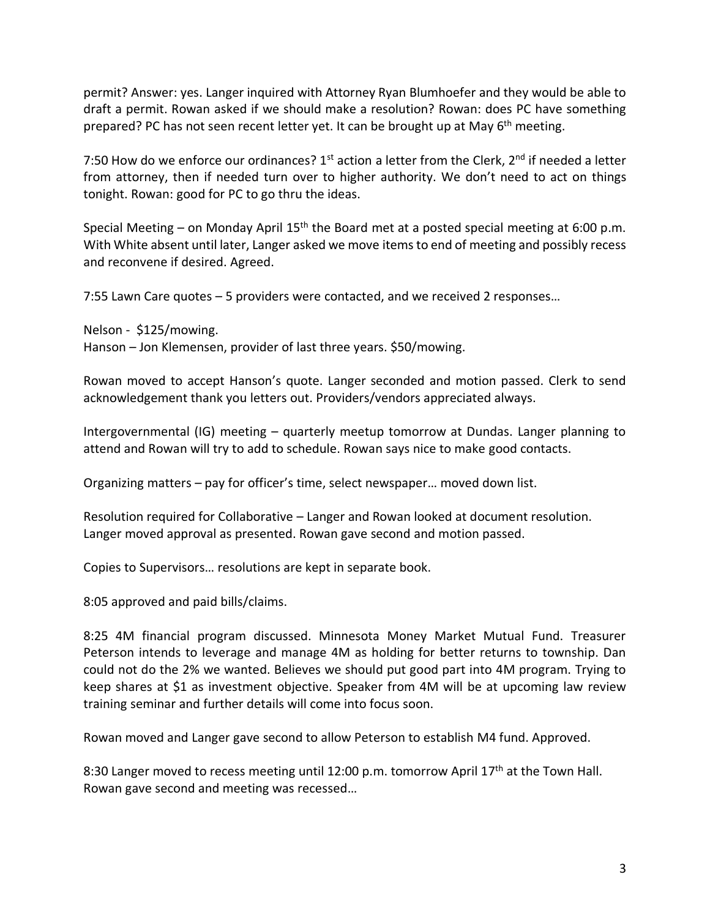permit? Answer: yes. Langer inquired with Attorney Ryan Blumhoefer and they would be able to draft a permit. Rowan asked if we should make a resolution? Rowan: does PC have something prepared? PC has not seen recent letter yet. It can be brought up at May 6th meeting.

7:50 How do we enforce our ordinances? 1st action a letter from the Clerk, 2nd if needed a letter from attorney, then if needed turn over to higher authority. We don't need to act on things tonight. Rowan: good for PC to go thru the ideas.

Special Meeting – on Monday April 15th the Board met at a posted special meeting at 6:00 p.m. With White absent until later, Langer asked we move items to end of meeting and possibly recess and reconvene if desired. Agreed.

7:55 Lawn Care quotes – 5 providers were contacted, and we received 2 responses…

Nelson - $125/mowing.
Hanson – Jon Klemensen, provider of last three years. $50/mowing.

Rowan moved to accept Hanson's quote. Langer seconded and motion passed. Clerk to send acknowledgement thank you letters out. Providers/vendors appreciated always.

Intergovernmental (IG) meeting – quarterly meetup tomorrow at Dundas. Langer planning to attend and Rowan will try to add to schedule. Rowan says nice to make good contacts.

Organizing matters – pay for officer's time, select newspaper… moved down list.

Resolution required for Collaborative – Langer and Rowan looked at document resolution. Langer moved approval as presented. Rowan gave second and motion passed.

Copies to Supervisors… resolutions are kept in separate book.

8:05 approved and paid bills/claims.

8:25 4M financial program discussed. Minnesota Money Market Mutual Fund. Treasurer Peterson intends to leverage and manage 4M as holding for better returns to township. Dan could not do the 2% we wanted. Believes we should put good part into 4M program. Trying to keep shares at $1 as investment objective. Speaker from 4M will be at upcoming law review training seminar and further details will come into focus soon.

Rowan moved and Langer gave second to allow Peterson to establish M4 fund. Approved.

8:30 Langer moved to recess meeting until 12:00 p.m. tomorrow April 17th at the Town Hall. Rowan gave second and meeting was recessed…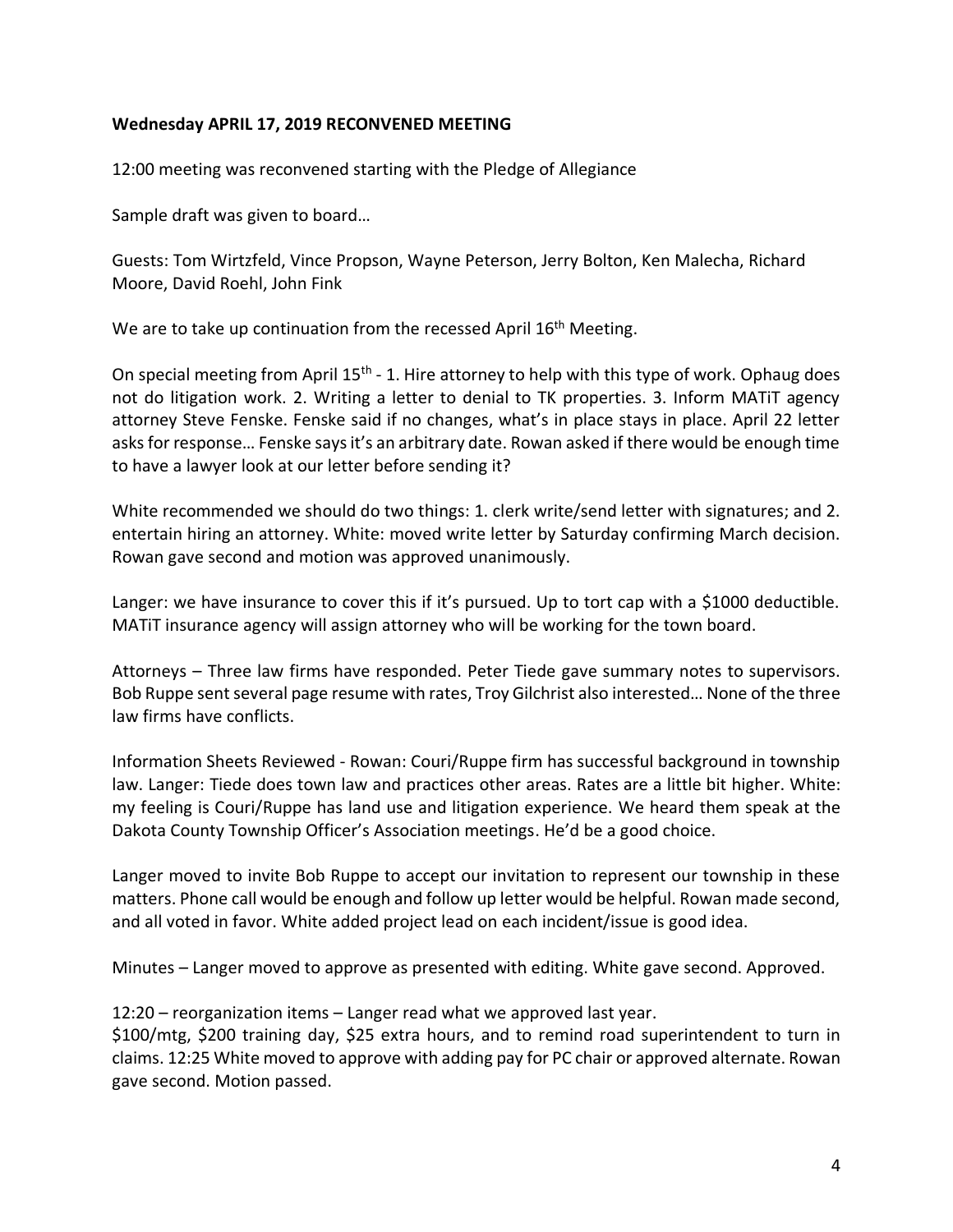**Wednesday APRIL 17, 2019 RECONVENED MEETING**

12:00 meeting was reconvened starting with the Pledge of Allegiance

Sample draft was given to board…

Guests: Tom Wirtzfeld, Vince Propson, Wayne Peterson, Jerry Bolton, Ken Malecha, Richard Moore, David Roehl, John Fink

We are to take up continuation from the recessed April 16th Meeting.

On special meeting from April 15th - 1. Hire attorney to help with this type of work. Ophaug does not do litigation work. 2. Writing a letter to denial to TK properties. 3. Inform MATiT agency attorney Steve Fenske. Fenske said if no changes, what's in place stays in place. April 22 letter asks for response… Fenske says it's an arbitrary date. Rowan asked if there would be enough time to have a lawyer look at our letter before sending it?

White recommended we should do two things: 1. clerk write/send letter with signatures; and 2. entertain hiring an attorney. White: moved write letter by Saturday confirming March decision. Rowan gave second and motion was approved unanimously.

Langer: we have insurance to cover this if it's pursued. Up to tort cap with a $1000 deductible. MATiT insurance agency will assign attorney who will be working for the town board.

Attorneys – Three law firms have responded. Peter Tiede gave summary notes to supervisors. Bob Ruppe sent several page resume with rates, Troy Gilchrist also interested… None of the three law firms have conflicts.

Information Sheets Reviewed - Rowan: Couri/Ruppe firm has successful background in township law. Langer: Tiede does town law and practices other areas. Rates are a little bit higher. White: my feeling is Couri/Ruppe has land use and litigation experience. We heard them speak at the Dakota County Township Officer's Association meetings. He'd be a good choice.

Langer moved to invite Bob Ruppe to accept our invitation to represent our township in these matters. Phone call would be enough and follow up letter would be helpful. Rowan made second, and all voted in favor. White added project lead on each incident/issue is good idea.

Minutes – Langer moved to approve as presented with editing. White gave second. Approved.

12:20 – reorganization items – Langer read what we approved last year.
$100/mtg, $200 training day, $25 extra hours, and to remind road superintendent to turn in claims. 12:25 White moved to approve with adding pay for PC chair or approved alternate. Rowan gave second. Motion passed.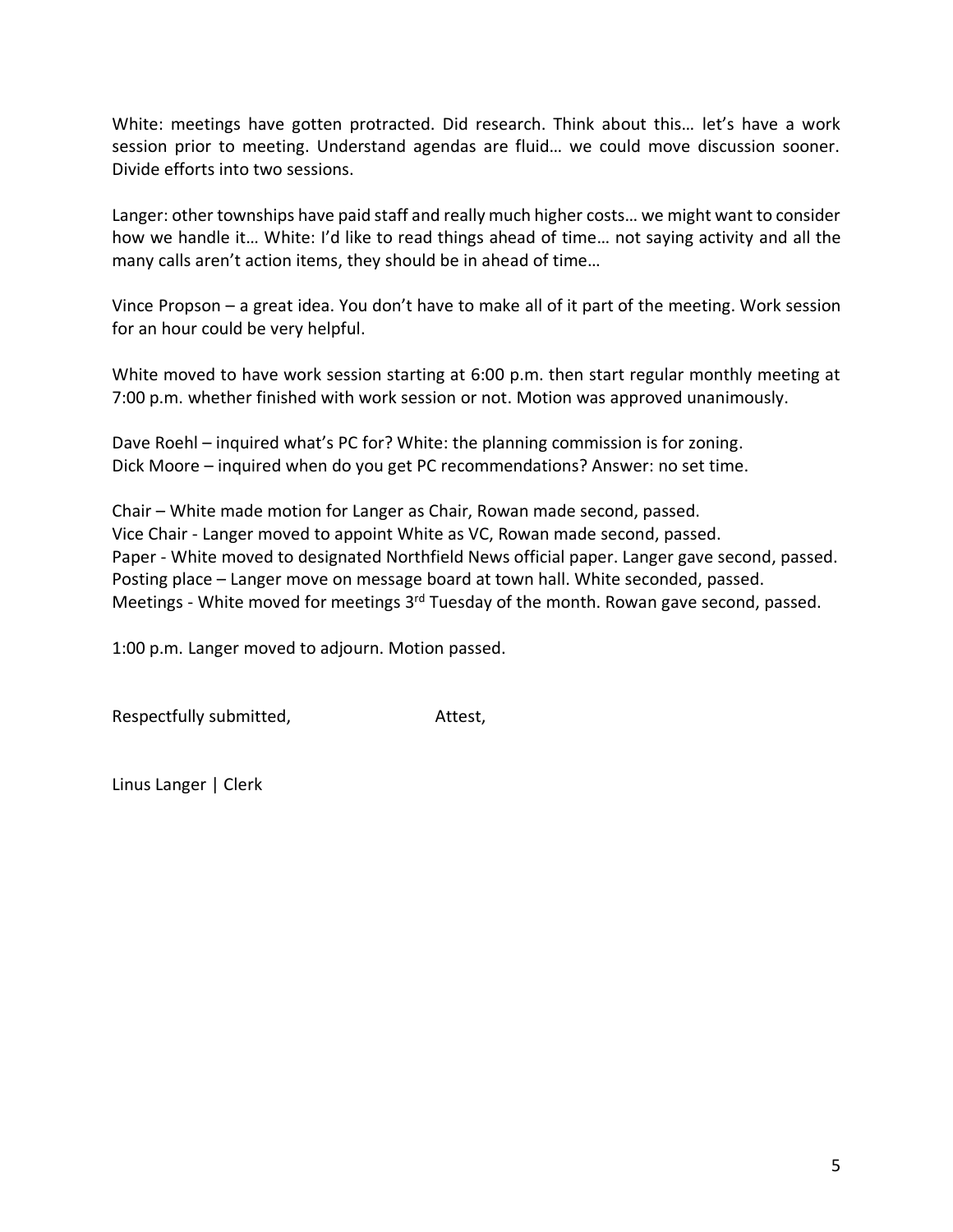White: meetings have gotten protracted. Did research. Think about this… let's have a work session prior to meeting. Understand agendas are fluid… we could move discussion sooner. Divide efforts into two sessions.

Langer: other townships have paid staff and really much higher costs… we might want to consider how we handle it… White: I'd like to read things ahead of time… not saying activity and all the many calls aren't action items, they should be in ahead of time…

Vince Propson – a great idea. You don't have to make all of it part of the meeting. Work session for an hour could be very helpful.

White moved to have work session starting at 6:00 p.m. then start regular monthly meeting at 7:00 p.m. whether finished with work session or not. Motion was approved unanimously.

Dave Roehl – inquired what's PC for? White: the planning commission is for zoning.
Dick Moore – inquired when do you get PC recommendations? Answer: no set time.

Chair – White made motion for Langer as Chair, Rowan made second, passed.
Vice Chair - Langer moved to appoint White as VC, Rowan made second, passed.
Paper - White moved to designated Northfield News official paper. Langer gave second, passed.
Posting place – Langer move on message board at town hall. White seconded, passed.
Meetings - White moved for meetings 3rd Tuesday of the month. Rowan gave second, passed.

1:00 p.m. Langer moved to adjourn. Motion passed.

Respectfully submitted, Attest,

Linus Langer | Clerk